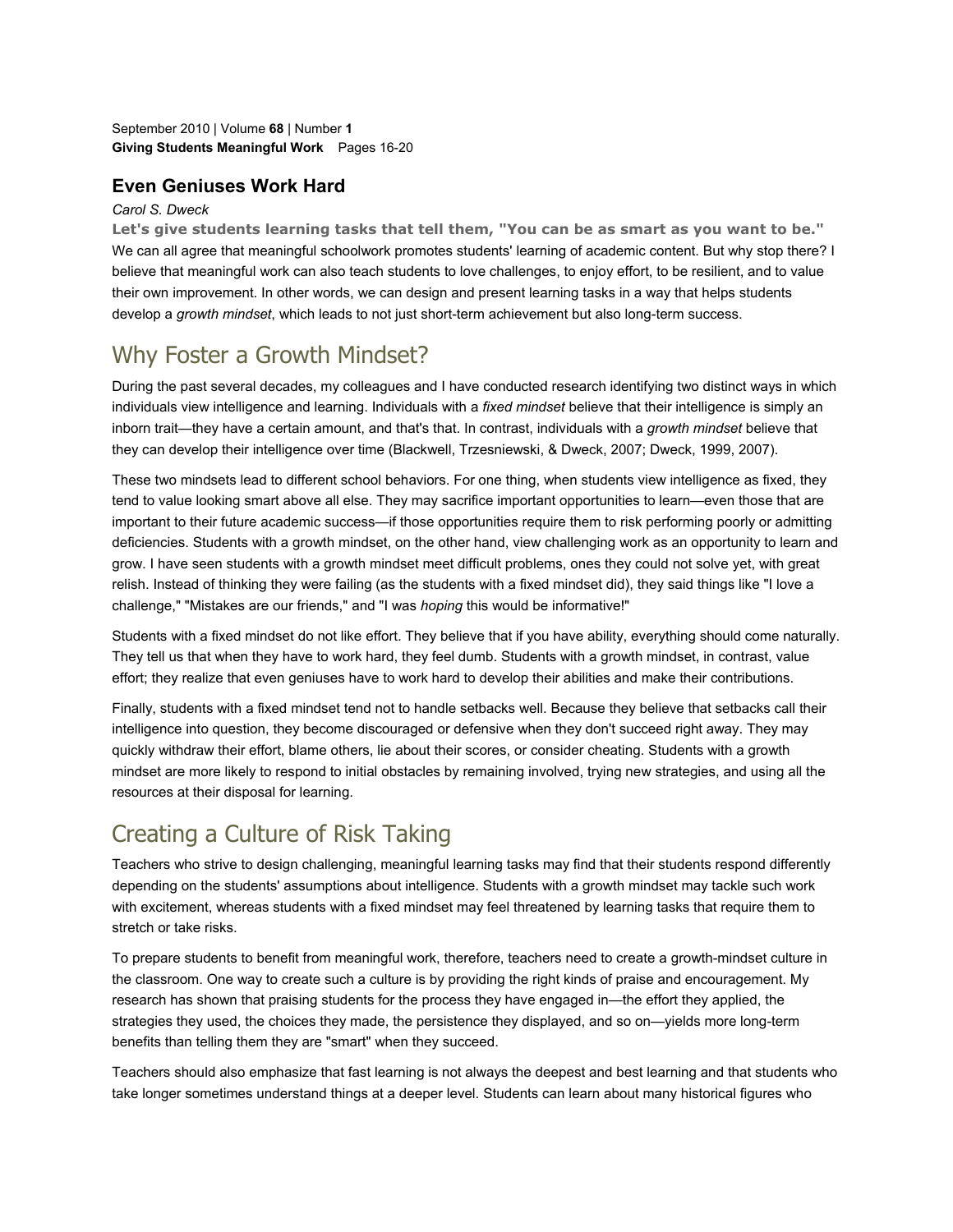# Even Geniuses Work Hard

*Carol S. Dweck*

**Let's give students learning tasks that tell them, "You can be as smart as you want to be."**

We can all agree that meaningful schoolwork promotes students' learning of academic content. But why stop there? I believe that meaningful work can also teach students to love challenges, to enjoy effort, to be resilient, and to value their own improvement. In other words, we can design and present learning tasks in a way that helps students develop a *growth mindset*, which leads to not just short-term achievement but also long-term success.

## Why Foster a Growth Mindset?

During the past several decades, my colleagues and I have conducted research identifying two distinct ways in which individuals view intelligence and learning. Individuals with a *fixed mindset* believe that their intelligence is simply an inborn trait—they have a certain amount, and that's that. In contrast, individuals with a *growth mindset* believe that they can develop their intelligence over time (Blackwell, Trzesniewski, & Dweck, 2007; Dweck, 1999, 2007).

These two mindsets lead to different school behaviors. For one thing, when students view intelligence as fixed, they tend to value looking smart above all else. They may sacrifice important opportunities to learn—even those that are important to their future academic success—if those opportunities require them to risk performing poorly or admitting deficiencies. Students with a growth mindset, on the other hand, view challenging work as an opportunity to learn and grow. I have seen students with a growth mindset meet difficult problems, ones they could not solve yet, with great relish. Instead of thinking they were failing (as the students with a fixed mindset did), they said things like "I love a challenge," "Mistakes are our friends," and "I was *hoping* this would be informative!"

Students with a fixed mindset do not like effort. They believe that if you have ability, everything should come naturally. They tell us that when they have to work hard, they feel dumb. Students with a growth mindset, in contrast, value effort; they realize that even geniuses have to work hard to develop their abilities and make their contributions.

Finally, students with a fixed mindset tend not to handle setbacks well. Because they believe that setbacks call their intelligence into question, they become discouraged or defensive when they don't succeed right away. They may quickly withdraw their effort, blame others, lie about their scores, or consider cheating. Students with a growth mindset are more likely to respond to initial obstacles by remaining involved, trying new strategies, and using all the resources at their disposal for learning.

## Creating a Culture of Risk Taking

Teachers who strive to design challenging, meaningful learning tasks may find that their students respond differently depending on the students' assumptions about intelligence. Students with a growth mindset may tackle such work with excitement, whereas students with a fixed mindset may feel threatened by learning tasks that require them to stretch or take risks.

To prepare students to benefit from meaningful work, therefore, teachers need to create a growth-mindset culture in the classroom. One way to create such a culture is by providing the right kinds of praise and encouragement. My research has shown that praising students for the process they have engaged in—the effort they applied, the strategies they used, the choices they made, the persistence they displayed, and so on—yields more long-term benefits than telling them they are "smart" when they succeed.

Teachers should also emphasize that fast learning is not always the deepest and best learning and that students who take longer sometimes understand things at a deeper level. Students can learn about many historical figures who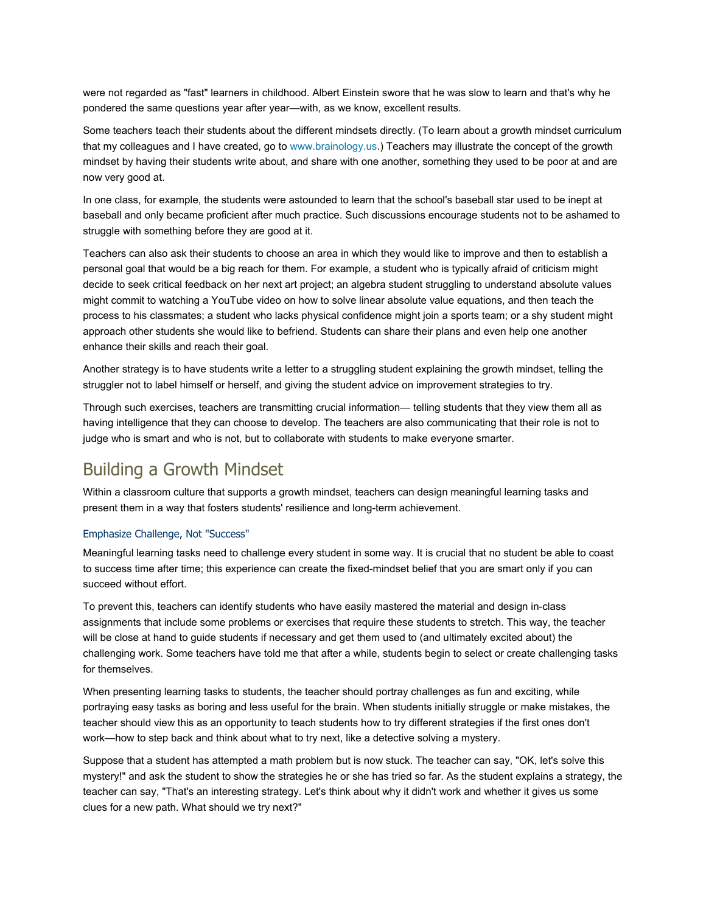were not regarded as "fast" learners in childhood. Albert Einstein swore that he was slow to learn and that's why he pondered the same questions year after year—with, as we know, excellent results.

Some teachers teach their students about the different mindsets directly. (To learn about a growth mindset curriculum that my colleagues and I have created, go to www.brainology.us.) Teachers may illustrate the concept of the growth mindset by having their students write about, and share with one another, something they used to be poor at and are now very good at.

In one class, for example, the students were astounded to learn that the school's baseball star used to be inept at baseball and only became proficient after much practice. Such discussions encourage students not to be ashamed to struggle with something before they are good at it.

Teachers can also ask their students to choose an area in which they would like to improve and then to establish a personal goal that would be a big reach for them. For example, a student who is typically afraid of criticism might decide to seek critical feedback on her next art project; an algebra student struggling to understand absolute values might commit to watching a YouTube video on how to solve linear absolute value equations, and then teach the process to his classmates; a student who lacks physical confidence might join a sports team; or a shy student might approach other students she would like to befriend. Students can share their plans and even help one another enhance their skills and reach their goal.

Another strategy is to have students write a letter to a struggling student explaining the growth mindset, telling the struggler not to label himself or herself, and giving the student advice on improvement strategies to try.

Through such exercises, teachers are transmitting crucial information— telling students that they view them all as having intelligence that they can choose to develop. The teachers are also communicating that their role is not to judge who is smart and who is not, but to collaborate with students to make everyone smarter.

## Building a Growth Mindset

Within a classroom culture that supports a growth mindset, teachers can design meaningful learning tasks and present them in a way that fosters students' resilience and long-term achievement.

### Emphasize Challenge, Not "Success"

Meaningful learning tasks need to challenge every student in some way. It is crucial that no student be able to coast to success time after time; this experience can create the fixed-mindset belief that you are smart only if you can succeed without effort.

To prevent this, teachers can identify students who have easily mastered the material and design in-class assignments that include some problems or exercises that require these students to stretch. This way, the teacher will be close at hand to guide students if necessary and get them used to (and ultimately excited about) the challenging work. Some teachers have told me that after a while, students begin to select or create challenging tasks for themselves.

When presenting learning tasks to students, the teacher should portray challenges as fun and exciting, while portraying easy tasks as boring and less useful for the brain. When students initially struggle or make mistakes, the teacher should view this as an opportunity to teach students how to try different strategies if the first ones don't work—how to step back and think about what to try next, like a detective solving a mystery.

Suppose that a student has attempted a math problem but is now stuck. The teacher can say, "OK, let's solve this mystery!" and ask the student to show the strategies he or she has tried so far. As the student explains a strategy, the teacher can say, "That's an interesting strategy. Let's think about why it didn't work and whether it gives us some clues for a new path. What should we try next?"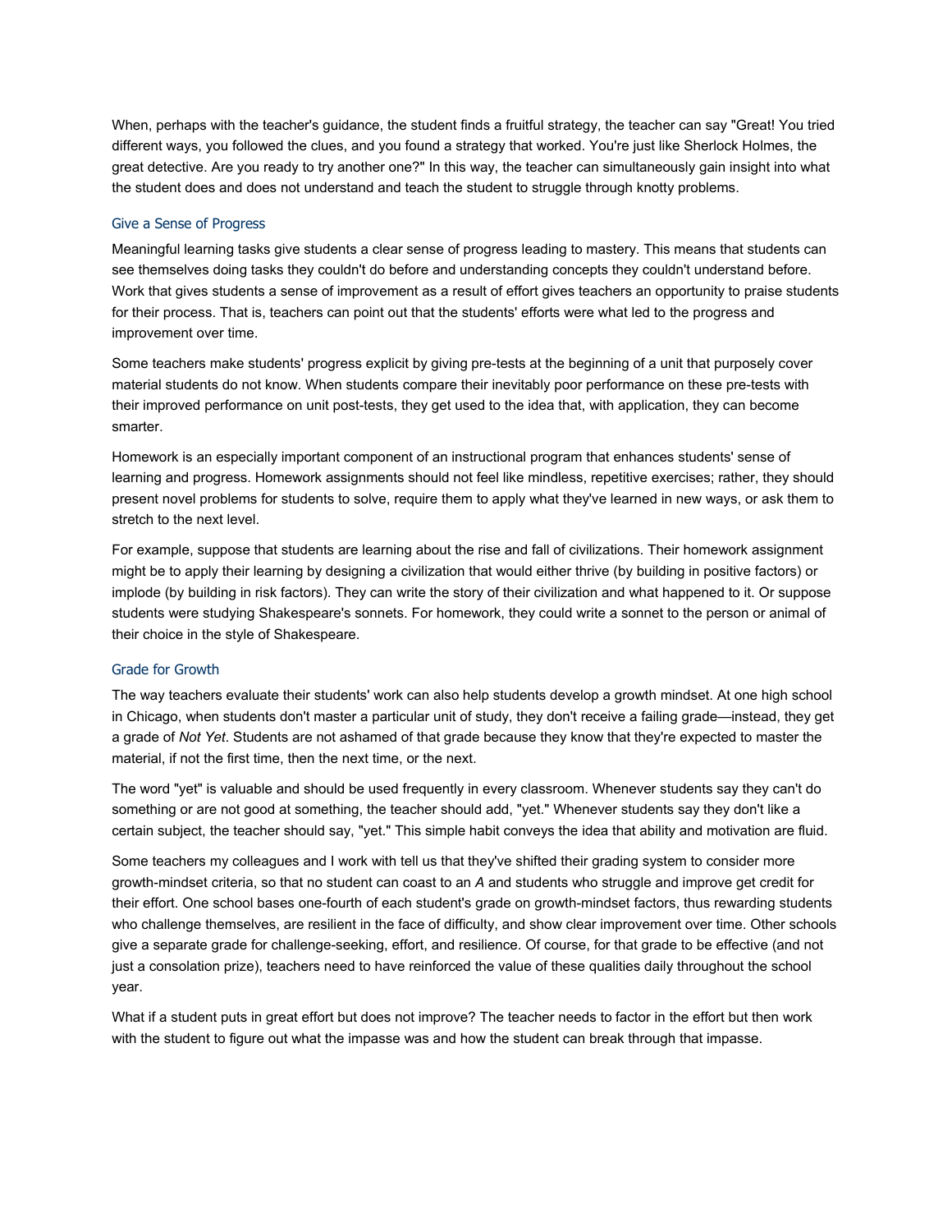When, perhaps with the teacher's guidance, the student finds a fruitful strategy, the teacher can say "Great! You tried different ways, you followed the clues, and you found a strategy that worked. You're just like Sherlock Holmes, the great detective. Are you ready to try another one?" In this way, the teacher can simultaneously gain insight into what the student does and does not understand and teach the student to struggle through knotty problems.

### Give a Sense of Progress

Meaningful learning tasks give students a clear sense of progress leading to mastery. This means that students can see themselves doing tasks they couldn't do before and understanding concepts they couldn't understand before. Work that gives students a sense of improvement as a result of effort gives teachers an opportunity to praise students for their process. That is, teachers can point out that the students' efforts were what led to the progress and improvement over time.

Some teachers make students' progress explicit by giving pre-tests at the beginning of a unit that purposely cover material students do not know. When students compare their inevitably poor performance on these pre-tests with their improved performance on unit post-tests, they get used to the idea that, with application, they can become smarter.

Homework is an especially important component of an instructional program that enhances students' sense of learning and progress. Homework assignments should not feel like mindless, repetitive exercises; rather, they should present novel problems for students to solve, require them to apply what they've learned in new ways, or ask them to stretch to the next level.

For example, suppose that students are learning about the rise and fall of civilizations. Their homework assignment might be to apply their learning by designing a civilization that would either thrive (by building in positive factors) or implode (by building in risk factors). They can write the story of their civilization and what happened to it. Or suppose students were studying Shakespeare's sonnets. For homework, they could write a sonnet to the person or animal of their choice in the style of Shakespeare.

### Grade for Growth

The way teachers evaluate their students' work can also help students develop a growth mindset. At one high school in Chicago, when students don't master a particular unit of study, they don't receive a failing grade—instead, they get a grade of *Not Yet*. Students are not ashamed of that grade because they know that they're expected to master the material, if not the first time, then the next time, or the next.

The word "yet" is valuable and should be used frequently in every classroom. Whenever students say they can't do something or are not good at something, the teacher should add, "yet." Whenever students say they don't like a certain subject, the teacher should say, "yet." This simple habit conveys the idea that ability and motivation are fluid.

Some teachers my colleagues and I work with tell us that they've shifted their grading system to consider more growth-mindset criteria, so that no student can coast to an *A* and students who struggle and improve get credit for their effort. One school bases one-fourth of each student's grade on growth-mindset factors, thus rewarding students who challenge themselves, are resilient in the face of difficulty, and show clear improvement over time. Other schools give a separate grade for challenge-seeking, effort, and resilience. Of course, for that grade to be effective (and not just a consolation prize), teachers need to have reinforced the value of these qualities daily throughout the school year.

What if a student puts in great effort but does not improve? The teacher needs to factor in the effort but then work with the student to figure out what the impasse was and how the student can break through that impasse.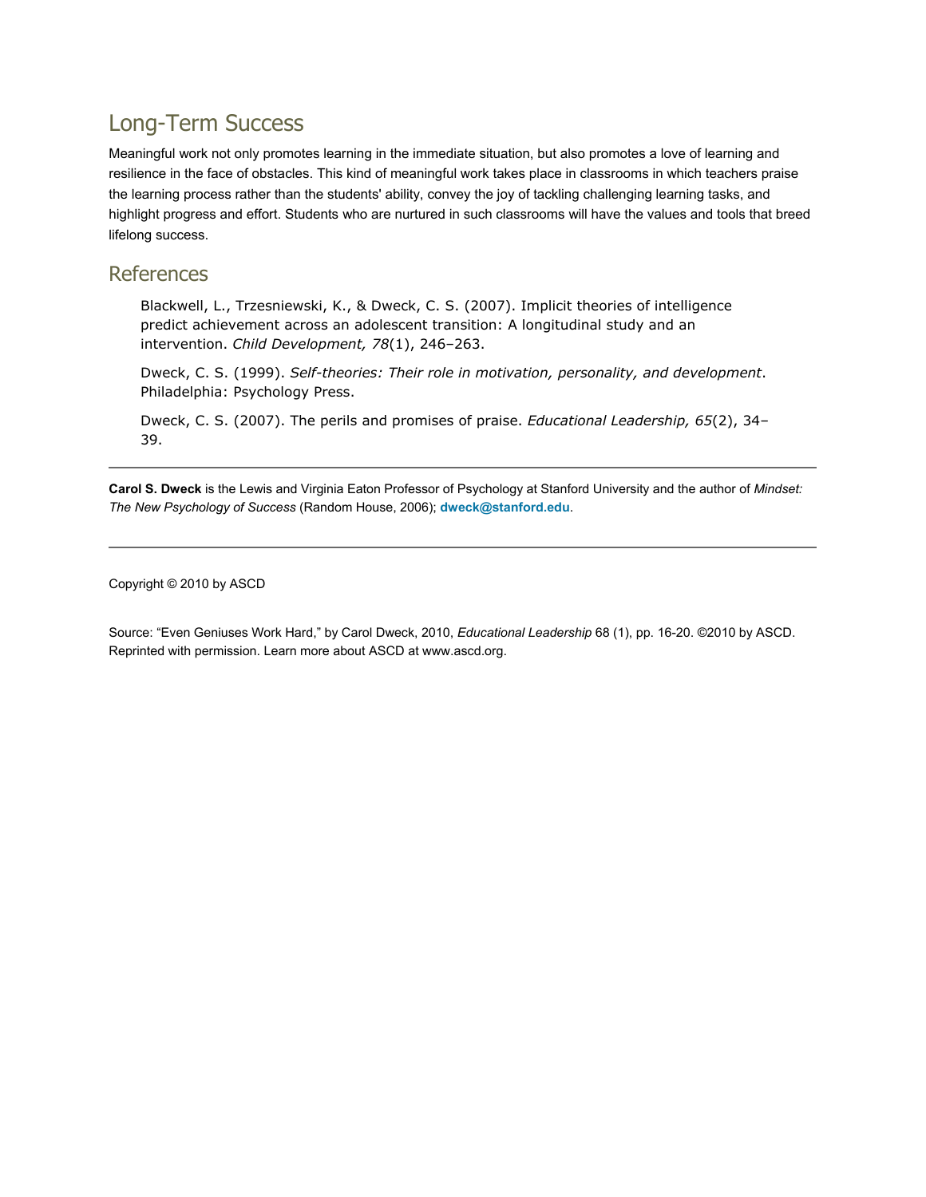## Long-Term Success

Meaningful work not only promotes learning in the immediate situation, but also promotes a love of learning and resilience in the face of obstacles. This kind of meaningful work takes place in classrooms in which teachers praise the learning process rather than the students' ability, convey the joy of tackling challenging learning tasks, and highlight progress and effort. Students who are nurtured in such classrooms will have the values and tools that breed lifelong success.

## References

Blackwell, L., Trzesniewski, K., & Dweck, C. S. (2007). Implicit theories of intelligence predict achievement across an adolescent transition: A longitudinal study and an intervention. *Child Development, 78*(1), 246–263.

Dweck, C. S. (1999). *Self-theories: Their role in motivation, personality, and development*. Philadelphia: Psychology Press.

Dweck, C. S. (2007). The perils and promises of praise. *Educational Leadership, 65*(2), 34–39.

---

**Carol S. Dweck** is the Lewis and Virginia Eaton Professor of Psychology at Stanford University and the author of *Mindset: The New Psychology of Success* (Random House, 2006); **dweck@stanford.edu**.

---

Copyright © 2010 by ASCD

Source: "Even Geniuses Work Hard," by Carol Dweck, 2010, *Educational Leadership* 68 (1), pp. 16-20. ©2010 by ASCD. Reprinted with permission. Learn more about ASCD at www.ascd.org.